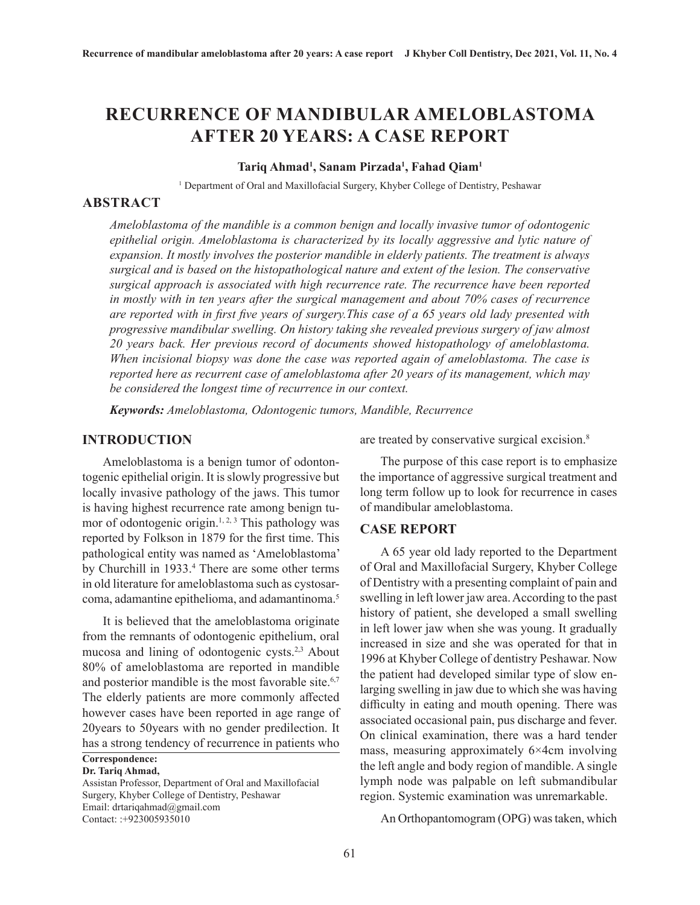# RECURRENCE OF MANDIBULAR AMELOBLASTOMA AFTER 20 YEARS: A CASE REPORT

**Tariq Ahmad[1], Sanam Pirzada[1], Fahad Qiam[1]**

[1] Department of Oral and Maxillofacial Surgery, Khyber College of Dentistry, Peshawar

## ABSTRACT

*Ameloblastoma of the mandible is a common benign and locally invasive tumor of odontogenic epithelial origin. Ameloblastoma is characterized by its locally aggressive and lytic nature of expansion. It mostly involves the posterior mandible in elderly patients. The treatment is always surgical and is based on the histopathological nature and extent of the lesion. The conservative surgical approach is associated with high recurrence rate. The recurrence have been reported in mostly with in ten years after the surgical management and about 70% cases of recurrence are reported with in first five years of surgery.This case of a 65 years old lady presented with progressive mandibular swelling. On history taking she revealed previous surgery of jaw almost 20 years back. Her previous record of documents showed histopathology of ameloblastoma. When incisional biopsy was done the case was reported again of ameloblastoma. The case is reported here as recurrent case of ameloblastoma after 20 years of its management, which may be considered the longest time of recurrence in our context.*

***Keywords:*** *Ameloblastoma, Odontogenic tumors, Mandible, Recurrence*

## INTRODUCTION

Ameloblastoma is a benign tumor of odontontogenic epithelial origin. It is slowly progressive but locally invasive pathology of the jaws. This tumor is having highest recurrence rate among benign tumor of odontogenic origin.[1, 2, 3] This pathology was reported by Folkson in 1879 for the first time. This pathological entity was named as 'Ameloblastoma' by Churchill in 1933.[4] There are some other terms in old literature for ameloblastoma such as cystosarcoma, adamantine epithelioma, and adamantinoma.[5]

It is believed that the ameloblastoma originate from the remnants of odontogenic epithelium, oral mucosa and lining of odontogenic cysts.[2,3] About 80% of ameloblastoma are reported in mandible and posterior mandible is the most favorable site.[6,7] The elderly patients are more commonly affected however cases have been reported in age range of 20years to 50years with no gender predilection. It has a strong tendency of recurrence in patients who are treated by conservative surgical excision.[8]

The purpose of this case report is to emphasize the importance of aggressive surgical treatment and long term follow up to look for recurrence in cases of mandibular ameloblastoma.

**Correspondence:**
**Dr. Tariq Ahmad,**
Assistan Professor, Department of Oral and Maxillofacial Surgery, Khyber College of Dentistry, Peshawar
Email: drtariqahmad@gmail.com
Contact: :+923005935010

## CASE REPORT

A 65 year old lady reported to the Department of Oral and Maxillofacial Surgery, Khyber College of Dentistry with a presenting complaint of pain and swelling in left lower jaw area. According to the past history of patient, she developed a small swelling in left lower jaw when she was young. It gradually increased in size and she was operated for that in 1996 at Khyber College of dentistry Peshawar. Now the patient had developed similar type of slow enlarging swelling in jaw due to which she was having difficulty in eating and mouth opening. There was associated occasional pain, pus discharge and fever. On clinical examination, there was a hard tender mass, measuring approximately 6×4cm involving the left angle and body region of mandible. A single lymph node was palpable on left submandibular region. Systemic examination was unremarkable.

An Orthopantomogram (OPG) was taken, which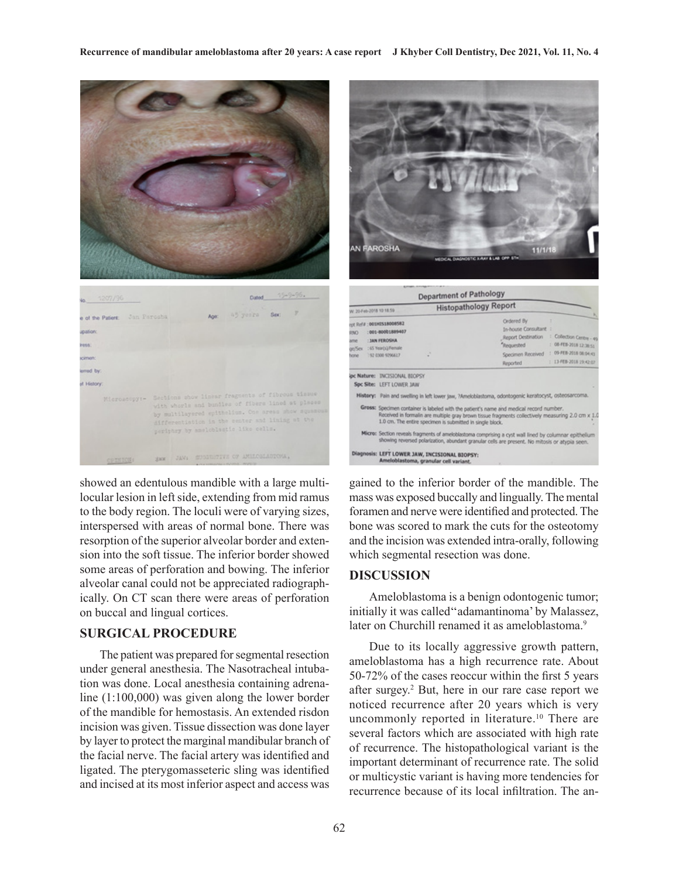showed an edentulous mandible with a large multilocular lesion in left side, extending from mid ramus to the body region. The loculi were of varying sizes, interspersed with areas of normal bone. There was resorption of the superior alveolar border and extension into the soft tissue. The inferior border showed some areas of perforation and bowing. The inferior alveolar canal could not be appreciated radiographically. On CT scan there were areas of perforation on buccal and lingual cortices.

## SURGICAL PROCEDURE

The patient was prepared for segmental resection under general anesthesia. The Nasotracheal intubation was done. Local anesthesia containing adrenaline (1:100,000) was given along the lower border of the mandible for hemostasis. An extended risdon incision was given. Tissue dissection was done layer by layer to protect the marginal mandibular branch of the facial nerve. The facial artery was identified and ligated. The pterygomasseteric sling was identified and incised at its most inferior aspect and access was gained to the inferior border of the mandible. The mass was exposed buccally and lingually. The mental foramen and nerve were identified and protected. The bone was scored to mark the cuts for the osteotomy and the incision was extended intra-orally, following which segmental resection was done.

## DISCUSSION

Ameloblastoma is a benign odontogenic tumor; initially it was called''adamantinoma' by Malassez, later on Churchill renamed it as ameloblastoma.[9]

Due to its locally aggressive growth pattern, ameloblastoma has a high recurrence rate. About 50-72% of the cases reoccur within the first 5 years after surgey.[2] But, here in our rare case report we noticed recurrence after 20 years which is very uncommonly reported in literature.[10] There are several factors which are associated with high rate of recurrence. The histopathological variant is the important determinant of recurrence rate. The solid or multicystic variant is having more tendencies for recurrence because of its local infiltration. The an-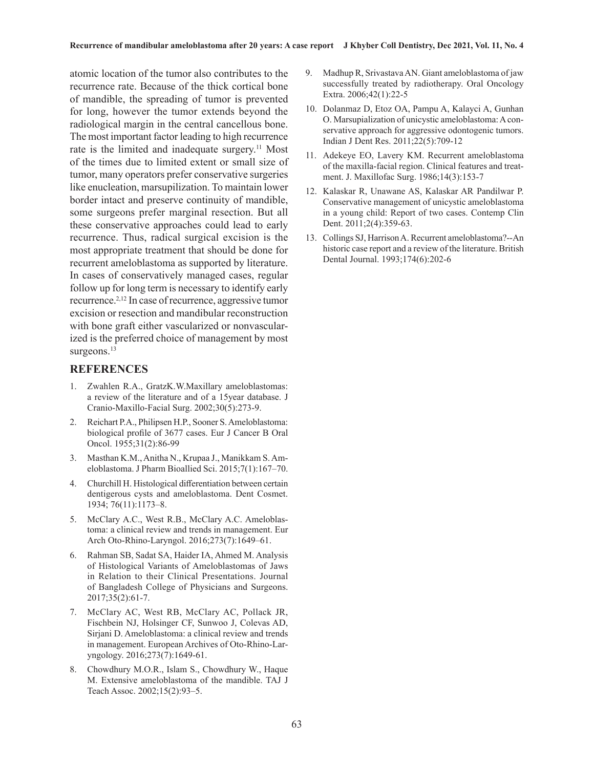atomic location of the tumor also contributes to the recurrence rate. Because of the thick cortical bone of mandible, the spreading of tumor is prevented for long, however the tumor extends beyond the radiological margin in the central cancellous bone. The most important factor leading to high recurrence rate is the limited and inadequate surgery.[11] Most of the times due to limited extent or small size of tumor, many operators prefer conservative surgeries like enucleation, marsupilization. To maintain lower border intact and preserve continuity of mandible, some surgeons prefer marginal resection. But all these conservative approaches could lead to early recurrence. Thus, radical surgical excision is the most appropriate treatment that should be done for recurrent ameloblastoma as supported by literature. In cases of conservatively managed cases, regular follow up for long term is necessary to identify early recurrence.[2,12] In case of recurrence, aggressive tumor excision or resection and mandibular reconstruction with bone graft either vascularized or nonvascularized is the preferred choice of management by most surgeons.[13]

## REFERENCES

1. Zwahlen R.A., GratzK.W.Maxillary ameloblastomas: a review of the literature and of a 15year database. J Cranio-Maxillo-Facial Surg. 2002;30(5):273-9.
2. Reichart P.A., Philipsen H.P., Sooner S. Ameloblastoma: biological profile of 3677 cases. Eur J Cancer B Oral Oncol. 1955;31(2):86-99
3. Masthan K.M., Anitha N., Krupaa J., Manikkam S. Ameloblastoma. J Pharm Bioallied Sci. 2015;7(1):167–70.
4. Churchill H. Histological differentiation between certain dentigerous cysts and ameloblastoma. Dent Cosmet. 1934; 76(11):1173–8.
5. McClary A.C., West R.B., McClary A.C. Ameloblastoma: a clinical review and trends in management. Eur Arch Oto-Rhino-Laryngol. 2016;273(7):1649–61.
6. Rahman SB, Sadat SA, Haider IA, Ahmed M. Analysis of Histological Variants of Ameloblastomas of Jaws in Relation to their Clinical Presentations. Journal of Bangladesh College of Physicians and Surgeons. 2017;35(2):61-7.
7. McClary AC, West RB, McClary AC, Pollack JR, Fischbein NJ, Holsinger CF, Sunwoo J, Colevas AD, Sirjani D. Ameloblastoma: a clinical review and trends in management. European Archives of Oto-Rhino-Laryngology. 2016;273(7):1649-61.
8. Chowdhury M.O.R., Islam S., Chowdhury W., Haque M. Extensive ameloblastoma of the mandible. TAJ J Teach Assoc. 2002;15(2):93–5.
9. Madhup R, Srivastava AN. Giant ameloblastoma of jaw successfully treated by radiotherapy. Oral Oncology Extra. 2006;42(1):22-5
10. Dolanmaz D, Etoz OA, Pampu A, Kalayci A, Gunhan O. Marsupialization of unicystic ameloblastoma: A conservative approach for aggressive odontogenic tumors. Indian J Dent Res. 2011;22(5):709-12
11. Adekeye EO, Lavery KM. Recurrent ameloblastoma of the maxilla-facial region. Clinical features and treatment. J. Maxillofac Surg. 1986;14(3):153-7
12. Kalaskar R, Unawane AS, Kalaskar AR Pandilwar P. Conservative management of unicystic ameloblastoma in a young child: Report of two cases. Contemp Clin Dent. 2011;2(4):359-63.
13. Collings SJ, Harrison A. Recurrent ameloblastoma?--An historic case report and a review of the literature. British Dental Journal. 1993;174(6):202-6